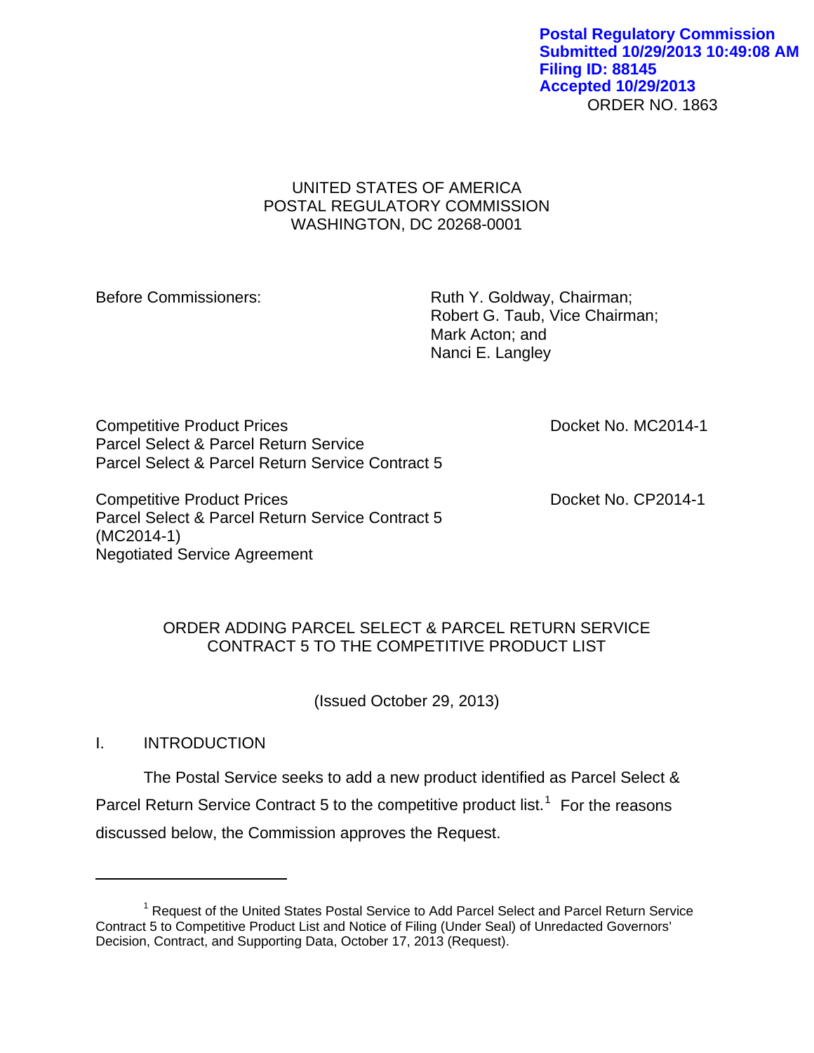Postal Regulatory Commission
Submitted 10/29/2013 10:49:08 AM
Filing ID: 88145
Accepted 10/29/2013

ORDER NO. 1863

UNITED STATES OF AMERICA
POSTAL REGULATORY COMMISSION
WASHINGTON, DC 20268-0001

Before Commissioners:

Ruth Y. Goldway, Chairman;
Robert G. Taub, Vice Chairman;
Mark Acton; and
Nanci E. Langley

Competitive Product Prices
Parcel Select & Parcel Return Service
Parcel Select & Parcel Return Service Contract 5

Docket No. MC2014-1

Competitive Product Prices
Parcel Select & Parcel Return Service Contract 5
(MC2014-1)
Negotiated Service Agreement

Docket No. CP2014-1

ORDER ADDING PARCEL SELECT & PARCEL RETURN SERVICE CONTRACT 5 TO THE COMPETITIVE PRODUCT LIST

(Issued October 29, 2013)

## I. INTRODUCTION

The Postal Service seeks to add a new product identified as Parcel Select & Parcel Return Service Contract 5 to the competitive product list.[1] For the reasons discussed below, the Commission approves the Request.

[1] Request of the United States Postal Service to Add Parcel Select and Parcel Return Service Contract 5 to Competitive Product List and Notice of Filing (Under Seal) of Unredacted Governors' Decision, Contract, and Supporting Data, October 17, 2013 (Request).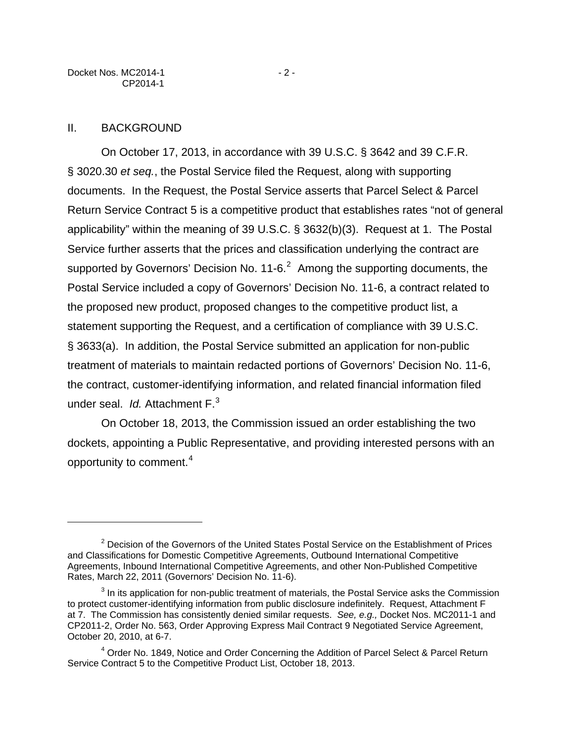## II. BACKGROUND

On October 17, 2013, in accordance with 39 U.S.C. § 3642 and 39 C.F.R. § 3020.30 *et seq.*, the Postal Service filed the Request, along with supporting documents. In the Request, the Postal Service asserts that Parcel Select & Parcel Return Service Contract 5 is a competitive product that establishes rates "not of general applicability" within the meaning of 39 U.S.C. § 3632(b)(3). Request at 1. The Postal Service further asserts that the prices and classification underlying the contract are supported by Governors' Decision No. 11-6.[2] Among the supporting documents, the Postal Service included a copy of Governors' Decision No. 11-6, a contract related to the proposed new product, proposed changes to the competitive product list, a statement supporting the Request, and a certification of compliance with 39 U.S.C. § 3633(a). In addition, the Postal Service submitted an application for non-public treatment of materials to maintain redacted portions of Governors' Decision No. 11-6, the contract, customer-identifying information, and related financial information filed under seal. *Id.* Attachment F.[3]

On October 18, 2013, the Commission issued an order establishing the two dockets, appointing a Public Representative, and providing interested persons with an opportunity to comment.[4]

---

[2] Decision of the Governors of the United States Postal Service on the Establishment of Prices and Classifications for Domestic Competitive Agreements, Outbound International Competitive Agreements, Inbound International Competitive Agreements, and other Non-Published Competitive Rates, March 22, 2011 (Governors' Decision No. 11-6).

[3] In its application for non-public treatment of materials, the Postal Service asks the Commission to protect customer-identifying information from public disclosure indefinitely. Request, Attachment F at 7. The Commission has consistently denied similar requests. *See, e.g.,* Docket Nos. MC2011-1 and CP2011-2, Order No. 563, Order Approving Express Mail Contract 9 Negotiated Service Agreement, October 20, 2010, at 6-7.

[4] Order No. 1849, Notice and Order Concerning the Addition of Parcel Select & Parcel Return Service Contract 5 to the Competitive Product List, October 18, 2013.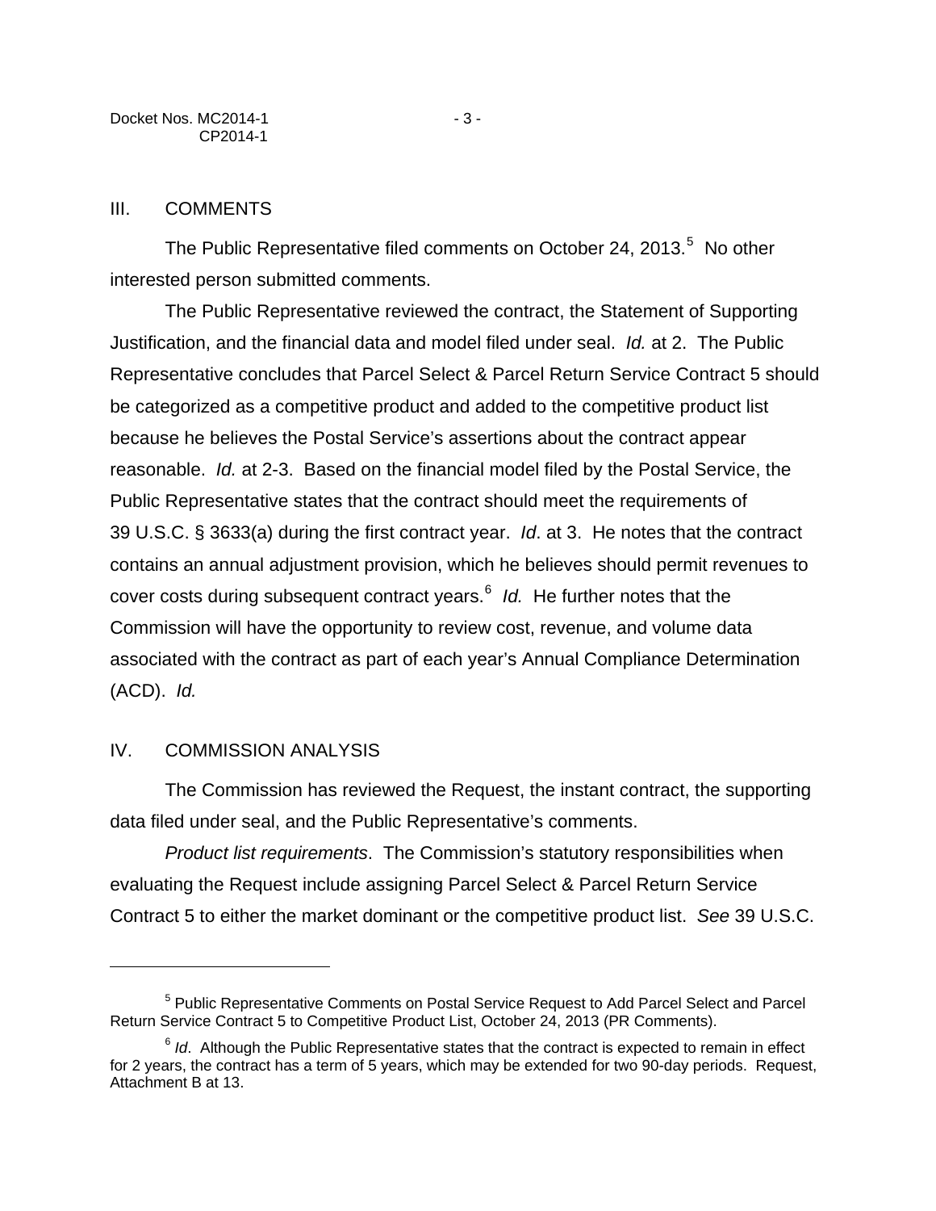## III. COMMENTS

The Public Representative filed comments on October 24, 2013.[5] No other interested person submitted comments.

The Public Representative reviewed the contract, the Statement of Supporting Justification, and the financial data and model filed under seal. *Id.* at 2. The Public Representative concludes that Parcel Select & Parcel Return Service Contract 5 should be categorized as a competitive product and added to the competitive product list because he believes the Postal Service's assertions about the contract appear reasonable. *Id.* at 2-3. Based on the financial model filed by the Postal Service, the Public Representative states that the contract should meet the requirements of 39 U.S.C. § 3633(a) during the first contract year. *Id*. at 3. He notes that the contract contains an annual adjustment provision, which he believes should permit revenues to cover costs during subsequent contract years.[6] *Id.* He further notes that the Commission will have the opportunity to review cost, revenue, and volume data associated with the contract as part of each year's Annual Compliance Determination (ACD). *Id.*

## IV. COMMISSION ANALYSIS

The Commission has reviewed the Request, the instant contract, the supporting data filed under seal, and the Public Representative's comments.

*Product list requirements*. The Commission's statutory responsibilities when evaluating the Request include assigning Parcel Select & Parcel Return Service Contract 5 to either the market dominant or the competitive product list. *See* 39 U.S.C.

---

[5] Public Representative Comments on Postal Service Request to Add Parcel Select and Parcel Return Service Contract 5 to Competitive Product List, October 24, 2013 (PR Comments).

[6] *Id*. Although the Public Representative states that the contract is expected to remain in effect for 2 years, the contract has a term of 5 years, which may be extended for two 90-day periods. Request, Attachment B at 13.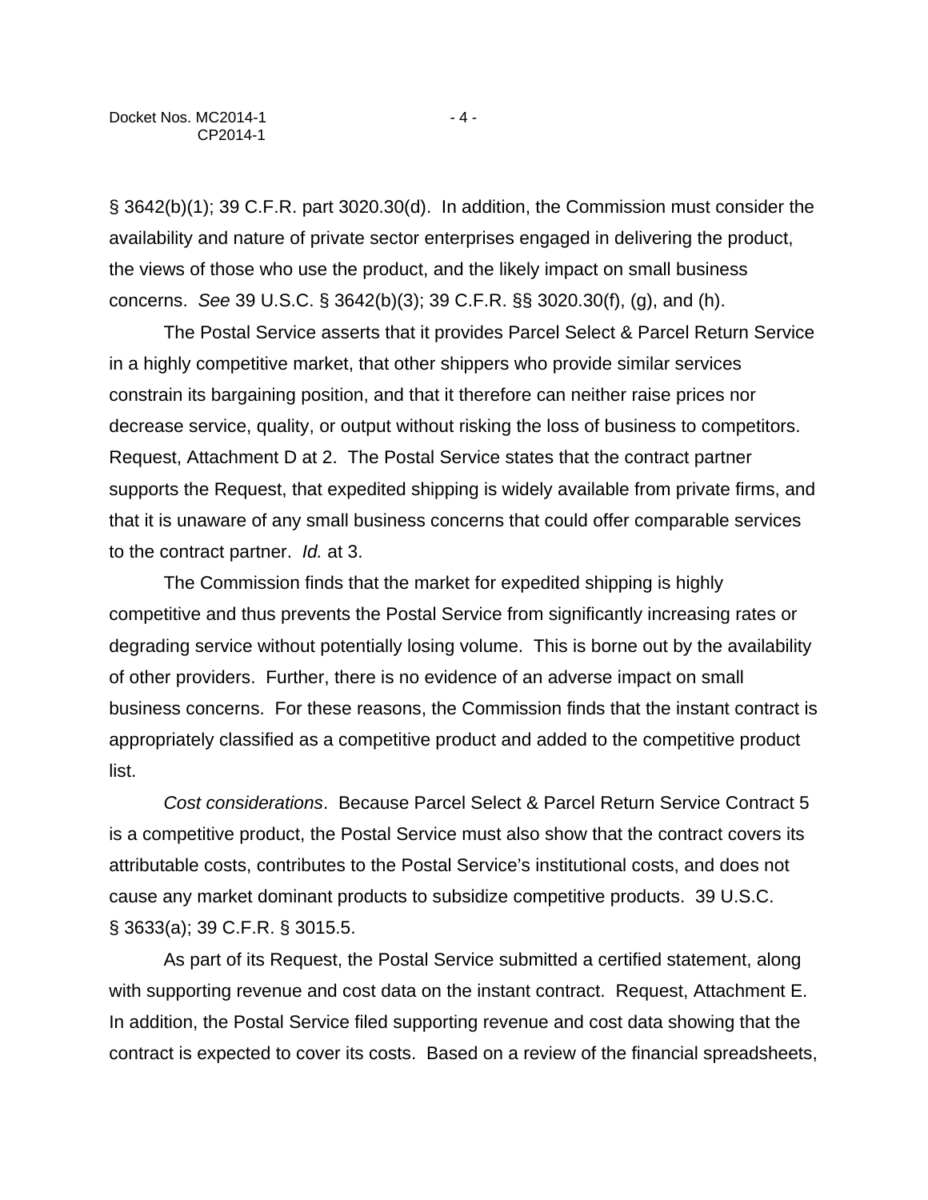§ 3642(b)(1); 39 C.F.R. part 3020.30(d). In addition, the Commission must consider the availability and nature of private sector enterprises engaged in delivering the product, the views of those who use the product, and the likely impact on small business concerns. *See* 39 U.S.C. § 3642(b)(3); 39 C.F.R. §§ 3020.30(f), (g), and (h).

The Postal Service asserts that it provides Parcel Select & Parcel Return Service in a highly competitive market, that other shippers who provide similar services constrain its bargaining position, and that it therefore can neither raise prices nor decrease service, quality, or output without risking the loss of business to competitors. Request, Attachment D at 2. The Postal Service states that the contract partner supports the Request, that expedited shipping is widely available from private firms, and that it is unaware of any small business concerns that could offer comparable services to the contract partner. *Id.* at 3.

The Commission finds that the market for expedited shipping is highly competitive and thus prevents the Postal Service from significantly increasing rates or degrading service without potentially losing volume. This is borne out by the availability of other providers. Further, there is no evidence of an adverse impact on small business concerns. For these reasons, the Commission finds that the instant contract is appropriately classified as a competitive product and added to the competitive product list.

*Cost considerations*. Because Parcel Select & Parcel Return Service Contract 5 is a competitive product, the Postal Service must also show that the contract covers its attributable costs, contributes to the Postal Service's institutional costs, and does not cause any market dominant products to subsidize competitive products. 39 U.S.C. § 3633(a); 39 C.F.R. § 3015.5.

As part of its Request, the Postal Service submitted a certified statement, along with supporting revenue and cost data on the instant contract. Request, Attachment E. In addition, the Postal Service filed supporting revenue and cost data showing that the contract is expected to cover its costs. Based on a review of the financial spreadsheets,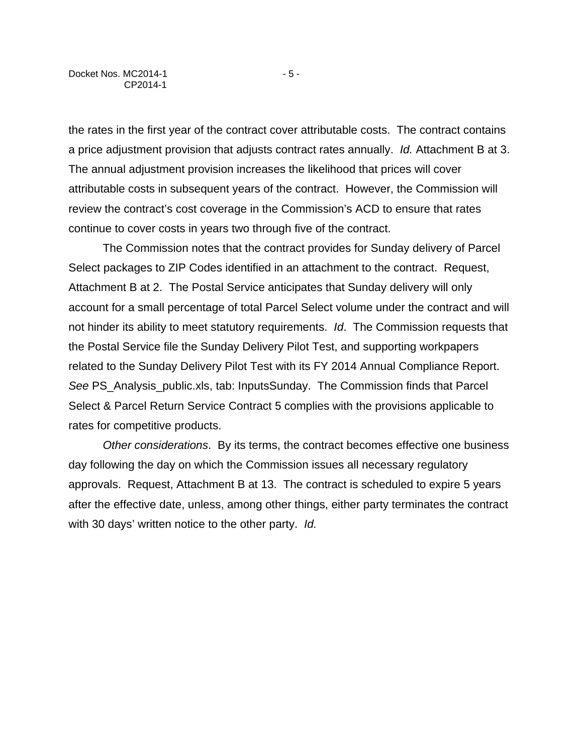the rates in the first year of the contract cover attributable costs. The contract contains a price adjustment provision that adjusts contract rates annually. *Id.* Attachment B at 3. The annual adjustment provision increases the likelihood that prices will cover attributable costs in subsequent years of the contract. However, the Commission will review the contract's cost coverage in the Commission's ACD to ensure that rates continue to cover costs in years two through five of the contract.

The Commission notes that the contract provides for Sunday delivery of Parcel Select packages to ZIP Codes identified in an attachment to the contract. Request, Attachment B at 2. The Postal Service anticipates that Sunday delivery will only account for a small percentage of total Parcel Select volume under the contract and will not hinder its ability to meet statutory requirements. *Id*. The Commission requests that the Postal Service file the Sunday Delivery Pilot Test, and supporting workpapers related to the Sunday Delivery Pilot Test with its FY 2014 Annual Compliance Report. *See* PS_Analysis_public.xls, tab: InputsSunday. The Commission finds that Parcel Select & Parcel Return Service Contract 5 complies with the provisions applicable to rates for competitive products.

*Other considerations*. By its terms, the contract becomes effective one business day following the day on which the Commission issues all necessary regulatory approvals. Request, Attachment B at 13. The contract is scheduled to expire 5 years after the effective date, unless, among other things, either party terminates the contract with 30 days' written notice to the other party. *Id.*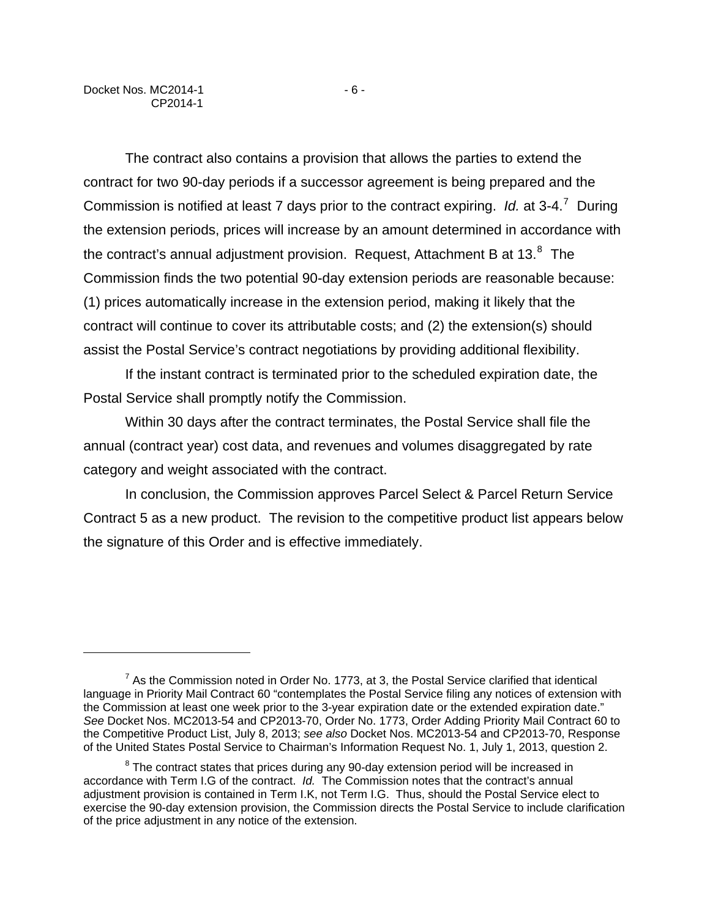The contract also contains a provision that allows the parties to extend the contract for two 90-day periods if a successor agreement is being prepared and the Commission is notified at least 7 days prior to the contract expiring. *Id.* at 3-4.[7] During the extension periods, prices will increase by an amount determined in accordance with the contract's annual adjustment provision. Request, Attachment B at 13.[8] The Commission finds the two potential 90-day extension periods are reasonable because: (1) prices automatically increase in the extension period, making it likely that the contract will continue to cover its attributable costs; and (2) the extension(s) should assist the Postal Service's contract negotiations by providing additional flexibility.

If the instant contract is terminated prior to the scheduled expiration date, the Postal Service shall promptly notify the Commission.

Within 30 days after the contract terminates, the Postal Service shall file the annual (contract year) cost data, and revenues and volumes disaggregated by rate category and weight associated with the contract.

In conclusion, the Commission approves Parcel Select & Parcel Return Service Contract 5 as a new product. The revision to the competitive product list appears below the signature of this Order and is effective immediately.

---

[7] As the Commission noted in Order No. 1773, at 3, the Postal Service clarified that identical language in Priority Mail Contract 60 "contemplates the Postal Service filing any notices of extension with the Commission at least one week prior to the 3-year expiration date or the extended expiration date." *See* Docket Nos. MC2013-54 and CP2013-70, Order No. 1773, Order Adding Priority Mail Contract 60 to the Competitive Product List, July 8, 2013; *see also* Docket Nos. MC2013-54 and CP2013-70, Response of the United States Postal Service to Chairman's Information Request No. 1, July 1, 2013, question 2.

[8] The contract states that prices during any 90-day extension period will be increased in accordance with Term I.G of the contract. *Id.* The Commission notes that the contract's annual adjustment provision is contained in Term I.K, not Term I.G. Thus, should the Postal Service elect to exercise the 90-day extension provision, the Commission directs the Postal Service to include clarification of the price adjustment in any notice of the extension.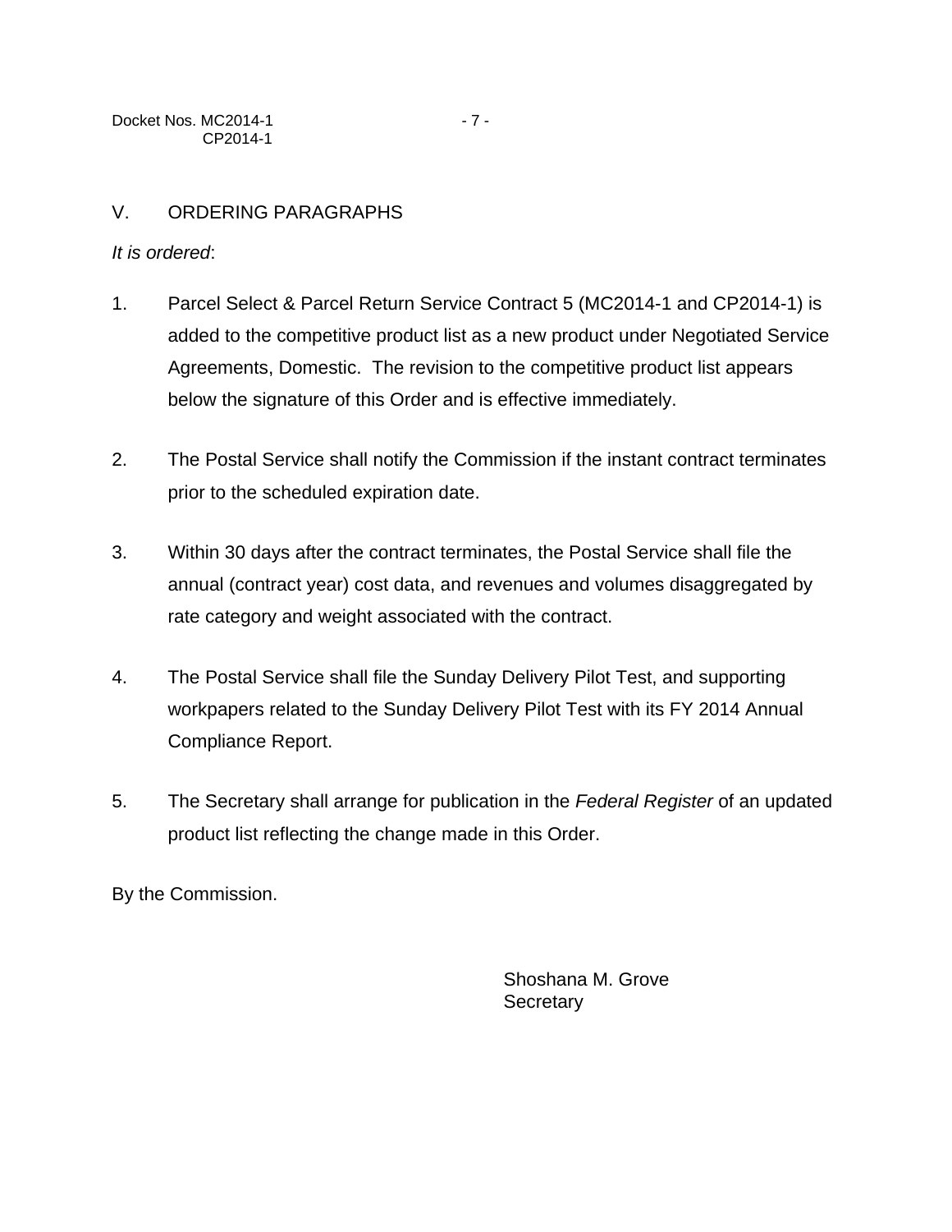## V. ORDERING PARAGRAPHS

*It is ordered*:

1. Parcel Select & Parcel Return Service Contract 5 (MC2014-1 and CP2014-1) is added to the competitive product list as a new product under Negotiated Service Agreements, Domestic. The revision to the competitive product list appears below the signature of this Order and is effective immediately.

2. The Postal Service shall notify the Commission if the instant contract terminates prior to the scheduled expiration date.

3. Within 30 days after the contract terminates, the Postal Service shall file the annual (contract year) cost data, and revenues and volumes disaggregated by rate category and weight associated with the contract.

4. The Postal Service shall file the Sunday Delivery Pilot Test, and supporting workpapers related to the Sunday Delivery Pilot Test with its FY 2014 Annual Compliance Report.

5. The Secretary shall arrange for publication in the *Federal Register* of an updated product list reflecting the change made in this Order.

By the Commission.

Shoshana M. Grove
Secretary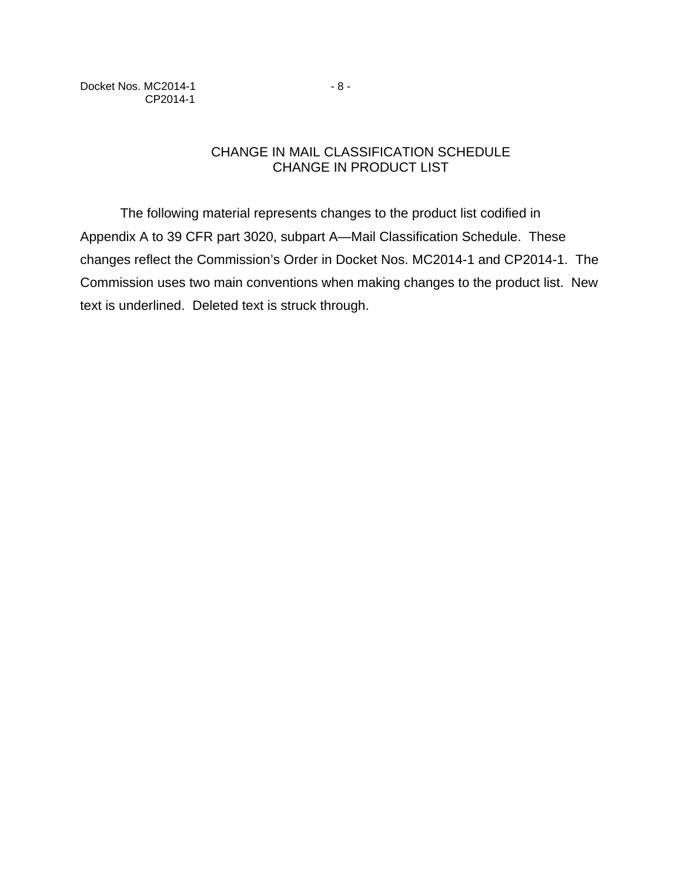# CHANGE IN MAIL CLASSIFICATION SCHEDULE
# CHANGE IN PRODUCT LIST

The following material represents changes to the product list codified in Appendix A to 39 CFR part 3020, subpart A—Mail Classification Schedule. These changes reflect the Commission's Order in Docket Nos. MC2014-1 and CP2014-1. The Commission uses two main conventions when making changes to the product list. New text is underlined. Deleted text is struck through.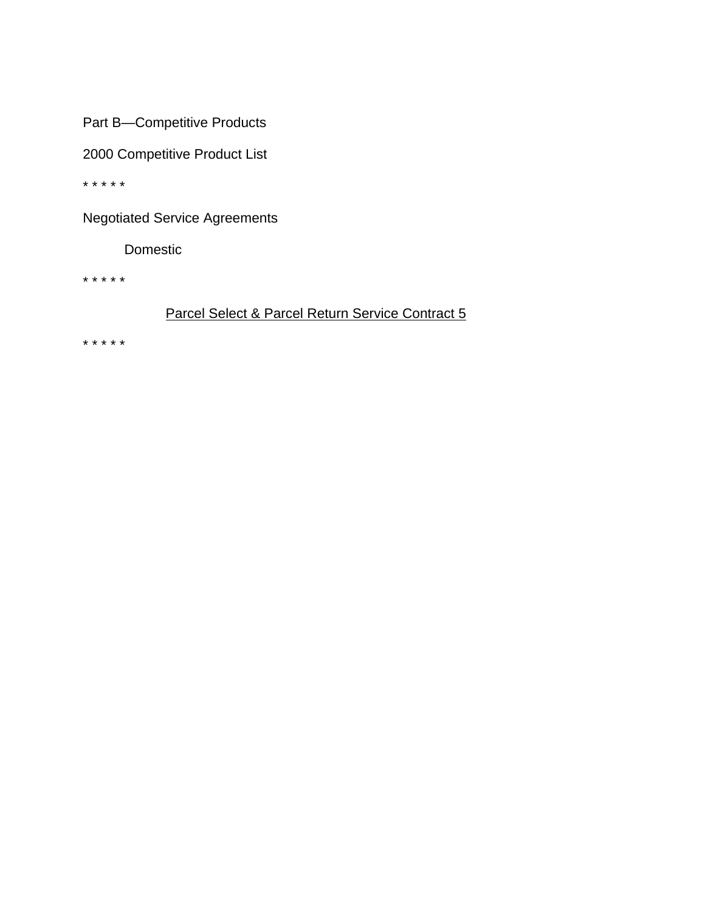Part B—Competitive Products

2000 Competitive Product List

* * * * *

Negotiated Service Agreements

Domestic

* * * * *

<u>Parcel Select & Parcel Return Service Contract 5</u>

* * * * *